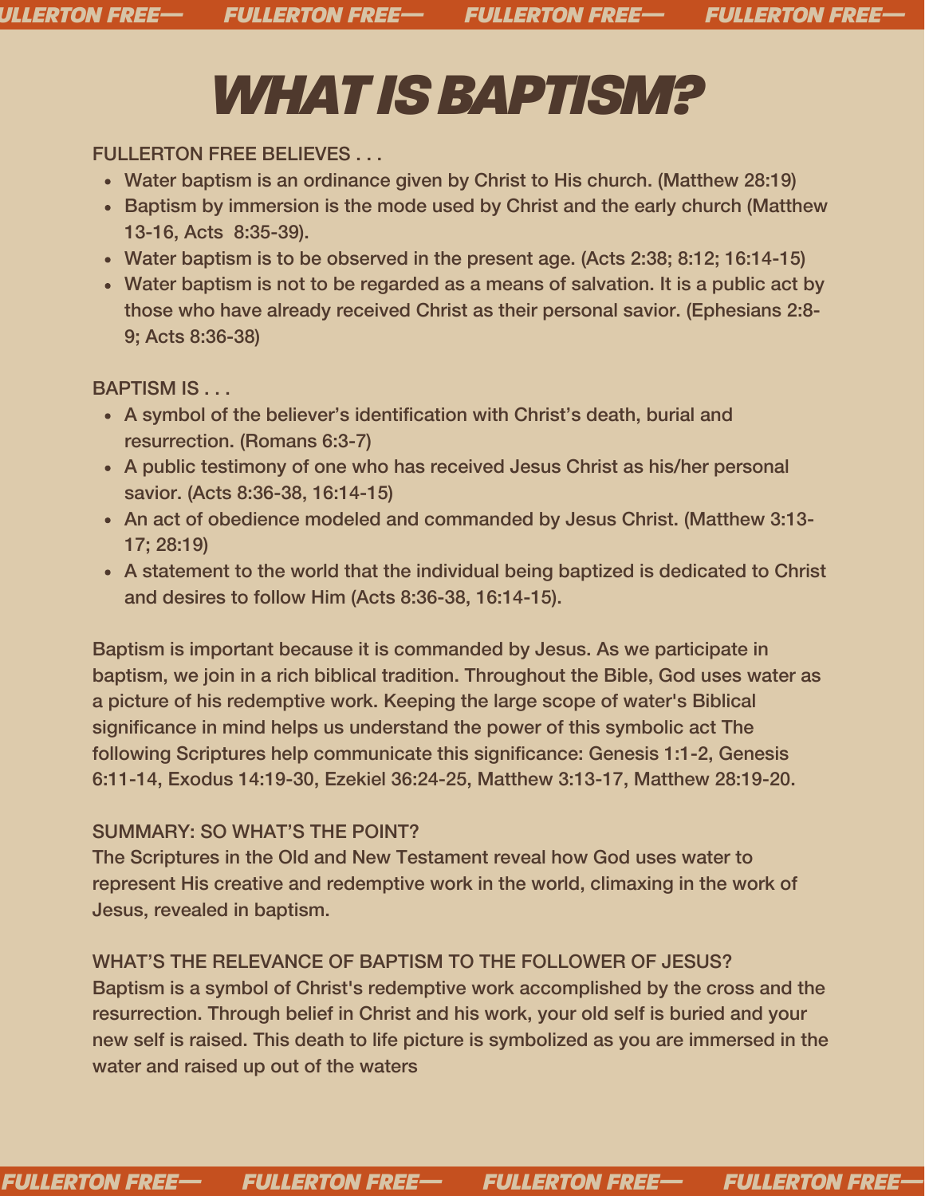# WHAT IS BAPTISM?

FULLERTON FREE BELIEVES . . .

- Water baptism is an ordinance given by Christ to His church. (Matthew 28:19)
- Baptism by immersion is the mode used by Christ and the early church (Matthew 13-16, Acts  8:35-39).
- Water baptism is to be observed in the present age. (Acts 2:38; 8:12; 16:14-15)
- Water baptism is not to be regarded as a means of salvation. It is a public act by those who have already received Christ as their personal savior. (Ephesians 2:8-9; Acts 8:36-38)

BAPTISM IS . . .

- A symbol of the believer's identification with Christ's death, burial and resurrection. (Romans 6:3-7)
- A public testimony of one who has received Jesus Christ as his/her personal savior. (Acts 8:36-38, 16:14-15)
- An act of obedience modeled and commanded by Jesus Christ. (Matthew 3:13-17; 28:19)
- A statement to the world that the individual being baptized is dedicated to Christ and desires to follow Him (Acts 8:36-38, 16:14-15).

Baptism is important because it is commanded by Jesus. As we participate in baptism, we join in a rich biblical tradition. Throughout the Bible, God uses water as a picture of his redemptive work. Keeping the large scope of water's Biblical significance in mind helps us understand the power of this symbolic act The following Scriptures help communicate this significance: Genesis 1:1-2, Genesis 6:11-14, Exodus 14:19-30, Ezekiel 36:24-25, Matthew 3:13-17, Matthew 28:19-20.

SUMMARY: SO WHAT'S THE POINT?
The Scriptures in the Old and New Testament reveal how God uses water to represent His creative and redemptive work in the world, climaxing in the work of Jesus, revealed in baptism.

WHAT'S THE RELEVANCE OF BAPTISM TO THE FOLLOWER OF JESUS?
Baptism is a symbol of Christ's redemptive work accomplished by the cross and the resurrection. Through belief in Christ and his work, your old self is buried and your new self is raised. This death to life picture is symbolized as you are immersed in the water and raised up out of the waters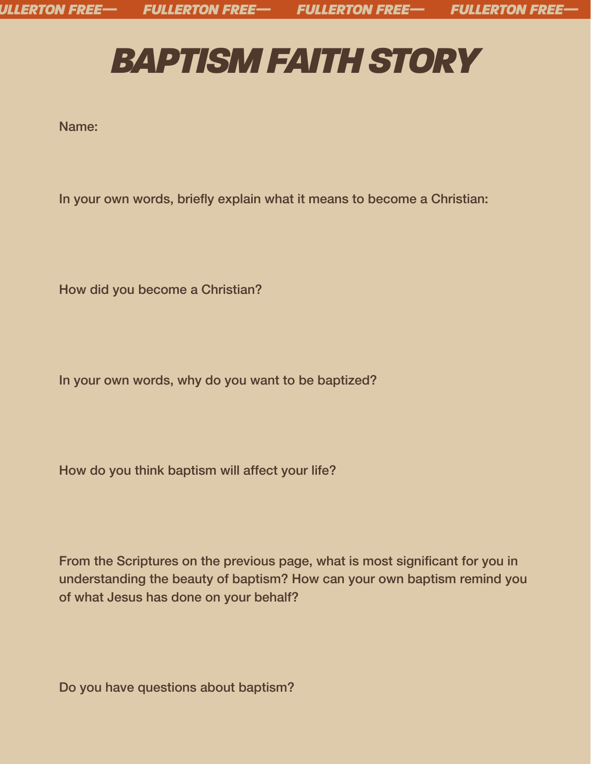# BAPTISM FAITH STORY

Name:

In your own words, briefly explain what it means to become a Christian:

How did you become a Christian?

In your own words, why do you want to be baptized?

How do you think baptism will affect your life?

From the Scriptures on the previous page, what is most significant for you in understanding the beauty of baptism? How can your own baptism remind you of what Jesus has done on your behalf?

Do you have questions about baptism?